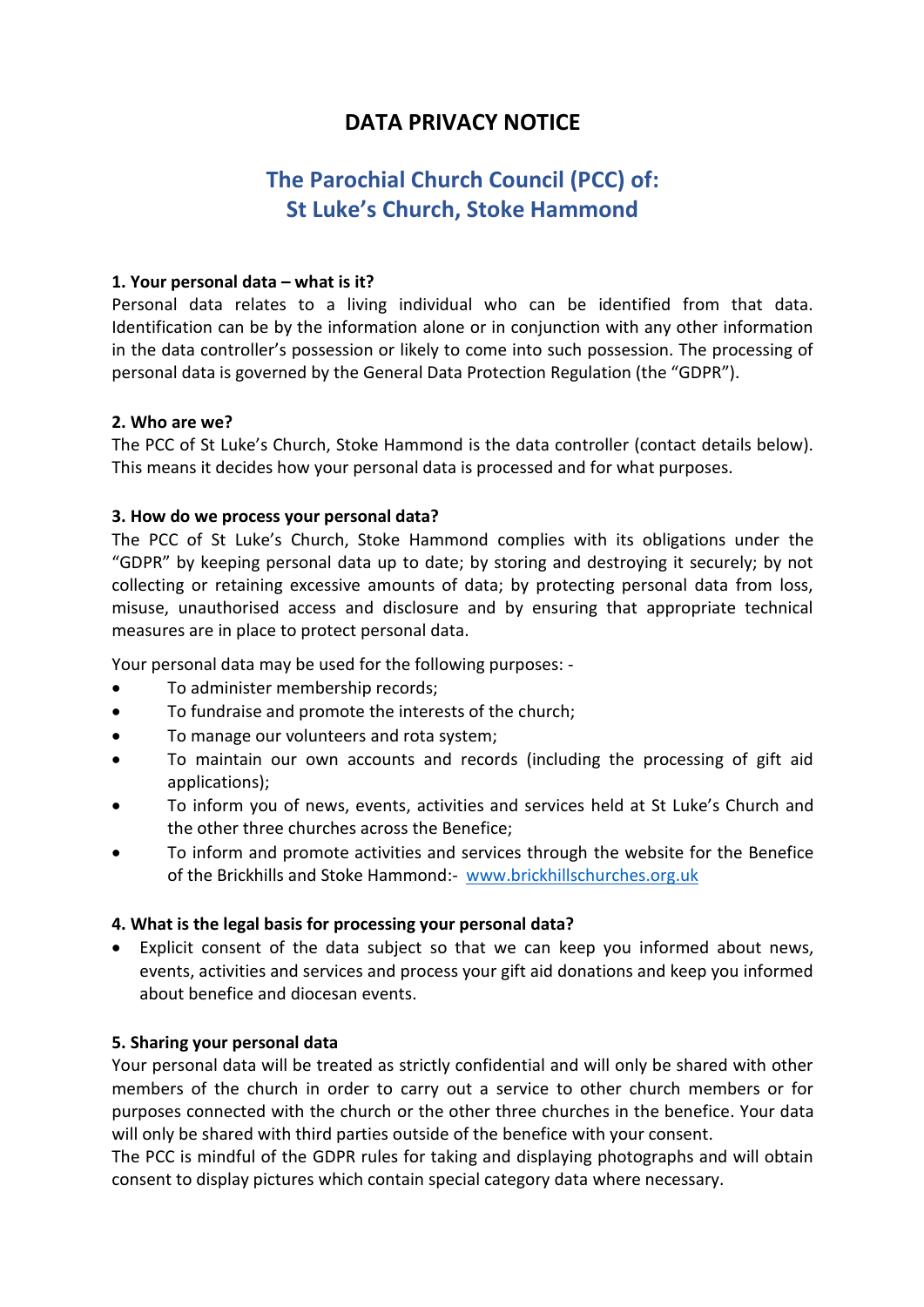# DATA PRIVACY NOTICE

## The Parochial Church Council (PCC) of: St Luke's Church, Stoke Hammond

**1. Your personal data – what is it?**

Personal data relates to a living individual who can be identified from that data. Identification can be by the information alone or in conjunction with any other information in the data controller's possession or likely to come into such possession. The processing of personal data is governed by the General Data Protection Regulation (the "GDPR").

**2. Who are we?**

The PCC of St Luke's Church, Stoke Hammond is the data controller (contact details below). This means it decides how your personal data is processed and for what purposes.

**3. How do we process your personal data?**

The PCC of St Luke's Church, Stoke Hammond complies with its obligations under the "GDPR" by keeping personal data up to date; by storing and destroying it securely; by not collecting or retaining excessive amounts of data; by protecting personal data from loss, misuse, unauthorised access and disclosure and by ensuring that appropriate technical measures are in place to protect personal data.

Your personal data may be used for the following purposes: -

- To administer membership records;
- To fundraise and promote the interests of the church;
- To manage our volunteers and rota system;
- To maintain our own accounts and records (including the processing of gift aid applications);
- To inform you of news, events, activities and services held at St Luke's Church and the other three churches across the Benefice;
- To inform and promote activities and services through the website for the Benefice of the Brickhills and Stoke Hammond:- [www.brickhillschurches.org.uk](http://www.brickhillschurches.org.uk)

**4. What is the legal basis for processing your personal data?**

- Explicit consent of the data subject so that we can keep you informed about news, events, activities and services and process your gift aid donations and keep you informed about benefice and diocesan events.

**5. Sharing your personal data**

Your personal data will be treated as strictly confidential and will only be shared with other members of the church in order to carry out a service to other church members or for purposes connected with the church or the other three churches in the benefice. Your data will only be shared with third parties outside of the benefice with your consent.

The PCC is mindful of the GDPR rules for taking and displaying photographs and will obtain consent to display pictures which contain special category data where necessary.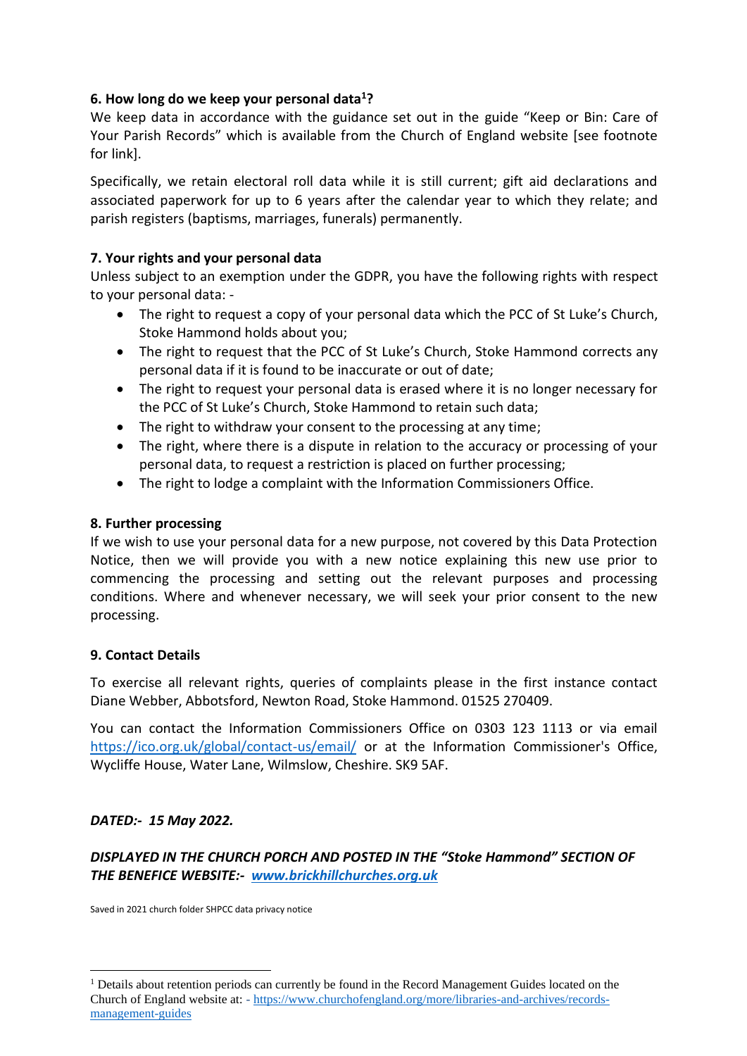### 6. How long do we keep your personal data[1]?

We keep data in accordance with the guidance set out in the guide "Keep or Bin: Care of Your Parish Records" which is available from the Church of England website [see footnote for link].

Specifically, we retain electoral roll data while it is still current; gift aid declarations and associated paperwork for up to 6 years after the calendar year to which they relate; and parish registers (baptisms, marriages, funerals) permanently.

### 7. Your rights and your personal data

Unless subject to an exemption under the GDPR, you have the following rights with respect to your personal data: -

- The right to request a copy of your personal data which the PCC of St Luke's Church, Stoke Hammond holds about you;
- The right to request that the PCC of St Luke's Church, Stoke Hammond corrects any personal data if it is found to be inaccurate or out of date;
- The right to request your personal data is erased where it is no longer necessary for the PCC of St Luke's Church, Stoke Hammond to retain such data;
- The right to withdraw your consent to the processing at any time;
- The right, where there is a dispute in relation to the accuracy or processing of your personal data, to request a restriction is placed on further processing;
- The right to lodge a complaint with the Information Commissioners Office.

### 8. Further processing

If we wish to use your personal data for a new purpose, not covered by this Data Protection Notice, then we will provide you with a new notice explaining this new use prior to commencing the processing and setting out the relevant purposes and processing conditions. Where and whenever necessary, we will seek your prior consent to the new processing.

### 9. Contact Details

To exercise all relevant rights, queries of complaints please in the first instance contact Diane Webber, Abbotsford, Newton Road, Stoke Hammond. 01525 270409.

You can contact the Information Commissioners Office on 0303 123 1113 or via email https://ico.org.uk/global/contact-us/email/ or at the Information Commissioner's Office, Wycliffe House, Water Lane, Wilmslow, Cheshire. SK9 5AF.

***DATED:- 15 May 2022.***

***DISPLAYED IN THE CHURCH PORCH AND POSTED IN THE "Stoke Hammond" SECTION OF THE BENEFICE WEBSITE:- www.brickhillchurches.org.uk***

Saved in 2021 church folder SHPCC data privacy notice

[1] Details about retention periods can currently be found in the Record Management Guides located on the Church of England website at: - https://www.churchofengland.org/more/libraries-and-archives/records-management-guides